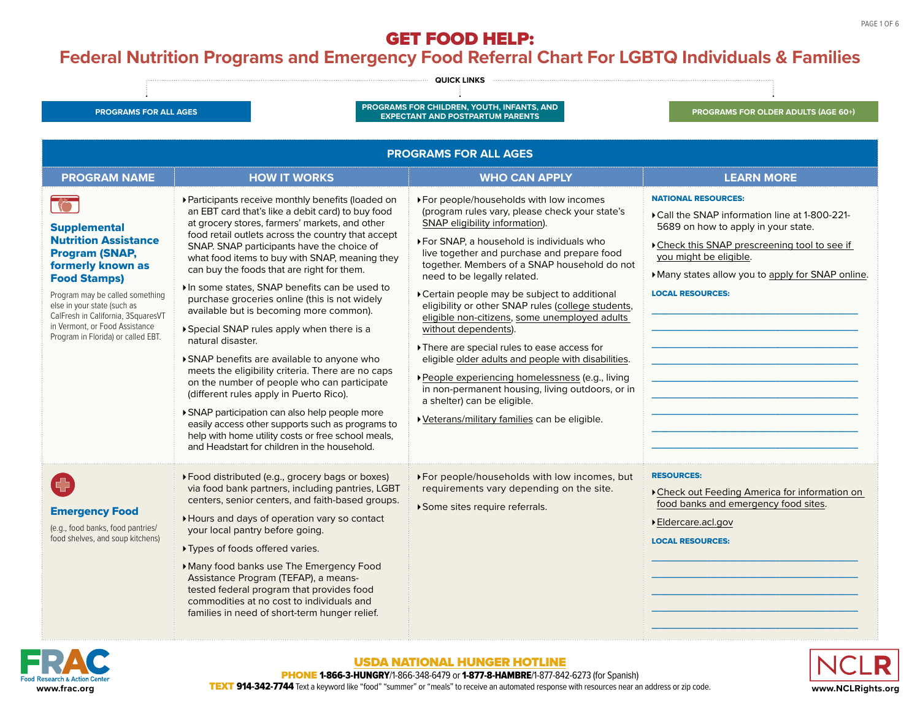# GET FOOD HELP:

## Federal Nutrition Programs and Emergency Food Referral Chart For LGBTQ Individuals & Families

QUICK LINKS

- PROGRAMS FOR ALL AGES
- PROGRAMS FOR CHILDREN, YOUTH, INFANTS, AND EXPECTANT AND POSTPARTUM PARENTS
- PROGRAMS FOR OLDER ADULTS (AGE 60+)

### PROGRAMS FOR ALL AGES

| PROGRAM NAME | HOW IT WORKS | WHO CAN APPLY | LEARN MORE |
|---|---|---|---|
| **Supplemental Nutrition Assistance Program (SNAP, formerly known as Food Stamps)**<br><br>Program may be called something else in your state (such as CalFresh in California, 3SquaresVT in Vermont, or Food Assistance Program in Florida) or called EBT. | ▸ Participants receive monthly benefits (loaded on an EBT card that's like a debit card) to buy food at grocery stores, farmers' markets, and other food retail outlets across the country that accept SNAP. SNAP participants have the choice of what food items to buy with SNAP, meaning they can buy the foods that are right for them.<br><br>▸ In some states, SNAP benefits can be used to purchase groceries online (this is not widely available but is becoming more common).<br><br>▸ Special SNAP rules apply when there is a natural disaster.<br><br>▸ SNAP benefits are available to anyone who meets the eligibility criteria. There are no caps on the number of people who can participate (different rules apply in Puerto Rico).<br><br>▸ SNAP participation can also help people more easily access other supports such as programs to help with home utility costs or free school meals, and Headstart for children in the household. | ▸ For people/households with low incomes (program rules vary, please check your state's SNAP eligibility information).<br><br>▸ For SNAP, a household is individuals who live together and purchase and prepare food together. Members of a SNAP household do not need to be legally related.<br><br>▸ Certain people may be subject to additional eligibility or other SNAP rules (college students, eligible non-citizens, some unemployed adults without dependents).<br><br>▸ There are special rules to ease access for eligible older adults and people with disabilities.<br><br>▸ People experiencing homelessness (e.g., living in non-permanent housing, living outdoors, or in a shelter) can be eligible.<br><br>▸ Veterans/military families can be eligible. | **NATIONAL RESOURCES:**<br><br>▸ Call the SNAP information line at 1-800-221-5689 on how to apply in your state.<br><br>▸ Check this SNAP prescreening tool to see if you might be eligible.<br><br>▸ Many states allow you to apply for SNAP online.<br><br>**LOCAL RESOURCES:**<br><br>\_\_\_\_\_\_\_\_\_\_\_\_\_\_\_\_\_\_\_\_<br>\_\_\_\_\_\_\_\_\_\_\_\_\_\_\_\_\_\_\_\_<br>\_\_\_\_\_\_\_\_\_\_\_\_\_\_\_\_\_\_\_\_<br>\_\_\_\_\_\_\_\_\_\_\_\_\_\_\_\_\_\_\_\_<br>\_\_\_\_\_\_\_\_\_\_\_\_\_\_\_\_\_\_\_\_<br>\_\_\_\_\_\_\_\_\_\_\_\_\_\_\_\_\_\_\_\_<br>\_\_\_\_\_\_\_\_\_\_\_\_\_\_\_\_\_\_\_\_<br>\_\_\_\_\_\_\_\_\_\_\_\_\_\_\_\_\_\_\_\_<br>\_\_\_\_\_\_\_\_\_\_\_\_\_\_\_\_\_\_\_\_ |
| **Emergency Food**<br><br>(e.g., food banks, food pantries/ food shelves, and soup kitchens) | ▸ Food distributed (e.g., grocery bags or boxes) via food bank partners, including pantries, LGBT centers, senior centers, and faith-based groups.<br><br>▸ Hours and days of operation vary so contact your local pantry before going.<br><br>▸ Types of foods offered varies.<br><br>▸ Many food banks use The Emergency Food Assistance Program (TEFAP), a means-tested federal program that provides food commodities at no cost to individuals and families in need of short-term hunger relief. | ▸ For people/households with low incomes, but requirements vary depending on the site.<br><br>▸ Some sites require referrals. | **RESOURCES:**<br><br>▸ Check out Feeding America for information on food banks and emergency food sites.<br><br>▸ Eldercare.acl.gov<br><br>**LOCAL RESOURCES:**<br><br>\_\_\_\_\_\_\_\_\_\_\_\_\_\_\_\_\_\_\_\_<br>\_\_\_\_\_\_\_\_\_\_\_\_\_\_\_\_\_\_\_\_<br>\_\_\_\_\_\_\_\_\_\_\_\_\_\_\_\_\_\_\_\_<br>\_\_\_\_\_\_\_\_\_\_\_\_\_\_\_\_\_\_\_\_<br>\_\_\_\_\_\_\_\_\_\_\_\_\_\_\_\_\_\_\_\_ |

**USDA NATIONAL HUNGER HOTLINE**

**PHONE 1-866-3-HUNGRY**/1-866-348-6479 or **1-877-8-HAMBRE**/1-877-842-6273 (for Spanish)

**TEXT 914-342-7744** Text a keyword like "food" "summer" or "meals" to receive an automated response with resources near an address or zip code.

FRAC Food Research & Action Center — www.frac.org

NCLR — www.NCLRights.org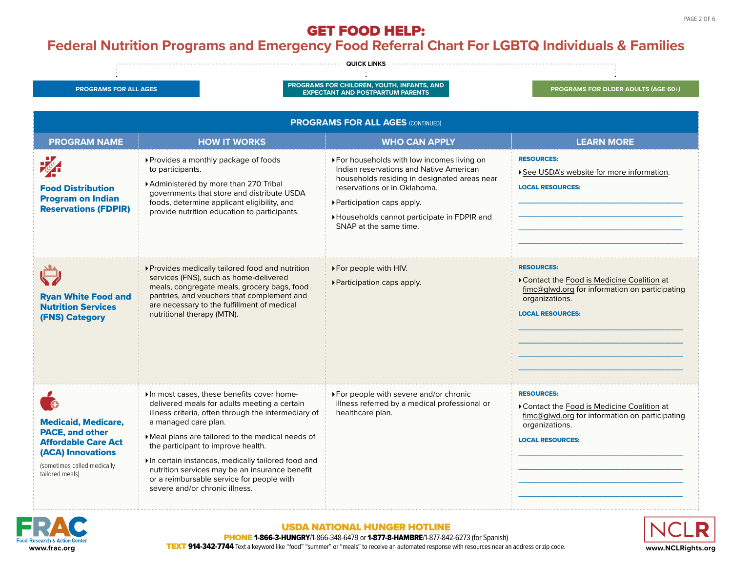# GET FOOD HELP:
## Federal Nutrition Programs and Emergency Food Referral Chart For LGBTQ Individuals & Families

QUICK LINKS

PROGRAMS FOR ALL AGES | PROGRAMS FOR CHILDREN, YOUTH, INFANTS, AND EXPECTANT AND POSTPARTUM PARENTS | PROGRAMS FOR OLDER ADULTS (AGE 60+)

### PROGRAMS FOR ALL AGES (CONTINUED)

| PROGRAM NAME | HOW IT WORKS | WHO CAN APPLY | LEARN MORE |
|---|---|---|---|
| **Food Distribution Program on Indian Reservations (FDPIR)** | • Provides a monthly package of foods to participants.<br>• Administered by more than 270 Tribal governments that store and distribute USDA foods, determine applicant eligibility, and provide nutrition education to participants. | • For households with low incomes living on Indian reservations and Native American households residing in designated areas near reservations or in Oklahoma.<br>• Participation caps apply.<br>• Households cannot participate in FDPIR and SNAP at the same time. | **RESOURCES:**<br>• See USDA's website for more information.<br>**LOCAL RESOURCES:**<br>\_\_\_\_\_\_\_\_\_\_<br>\_\_\_\_\_\_\_\_\_\_<br>\_\_\_\_\_\_\_\_\_\_<br>\_\_\_\_\_\_\_\_\_\_ |
| **Ryan White Food and Nutrition Services (FNS) Category** | • Provides medically tailored food and nutrition services (FNS), such as home-delivered meals, congregate meals, grocery bags, food pantries, and vouchers that complement and are necessary to the fulfillment of medical nutritional therapy (MTN). | • For people with HIV.<br>• Participation caps apply. | **RESOURCES:**<br>• Contact the Food is Medicine Coalition at fimc@glwd.org for information on participating organizations.<br>**LOCAL RESOURCES:**<br>\_\_\_\_\_\_\_\_\_\_<br>\_\_\_\_\_\_\_\_\_\_<br>\_\_\_\_\_\_\_\_\_\_<br>\_\_\_\_\_\_\_\_\_\_ |
| **Medicaid, Medicare, PACE, and other Affordable Care Act (ACA) Innovations**<br>(sometimes called medically tailored meals) | • In most cases, these benefits cover home-delivered meals for adults meeting a certain illness criteria, often through the intermediary of a managed care plan.<br>• Meal plans are tailored to the medical needs of the participant to improve health.<br>• In certain instances, medically tailored food and nutrition services may be an insurance benefit or a reimbursable service for people with severe and/or chronic illness. | • For people with severe and/or chronic illness referred by a medical professional or healthcare plan. | **RESOURCES:**<br>• Contact the Food is Medicine Coalition at fimc@glwd.org for information on participating organizations.<br>**LOCAL RESOURCES:**<br>\_\_\_\_\_\_\_\_\_\_<br>\_\_\_\_\_\_\_\_\_\_<br>\_\_\_\_\_\_\_\_\_\_<br>\_\_\_\_\_\_\_\_\_\_ |

FRAC Food Research & Action Center
www.frac.org

**USDA NATIONAL HUNGER HOTLINE**

**PHONE** **1-866-3-HUNGRY**/1-866-348-6479 or **1-877-8-HAMBRE**/1-877-842-6273 (for Spanish)

**TEXT** **914-342-7744** Text a keyword like "food" "summer" or "meals" to receive an automated response with resources near an address or zip code.

NCLR
www.NCLRights.org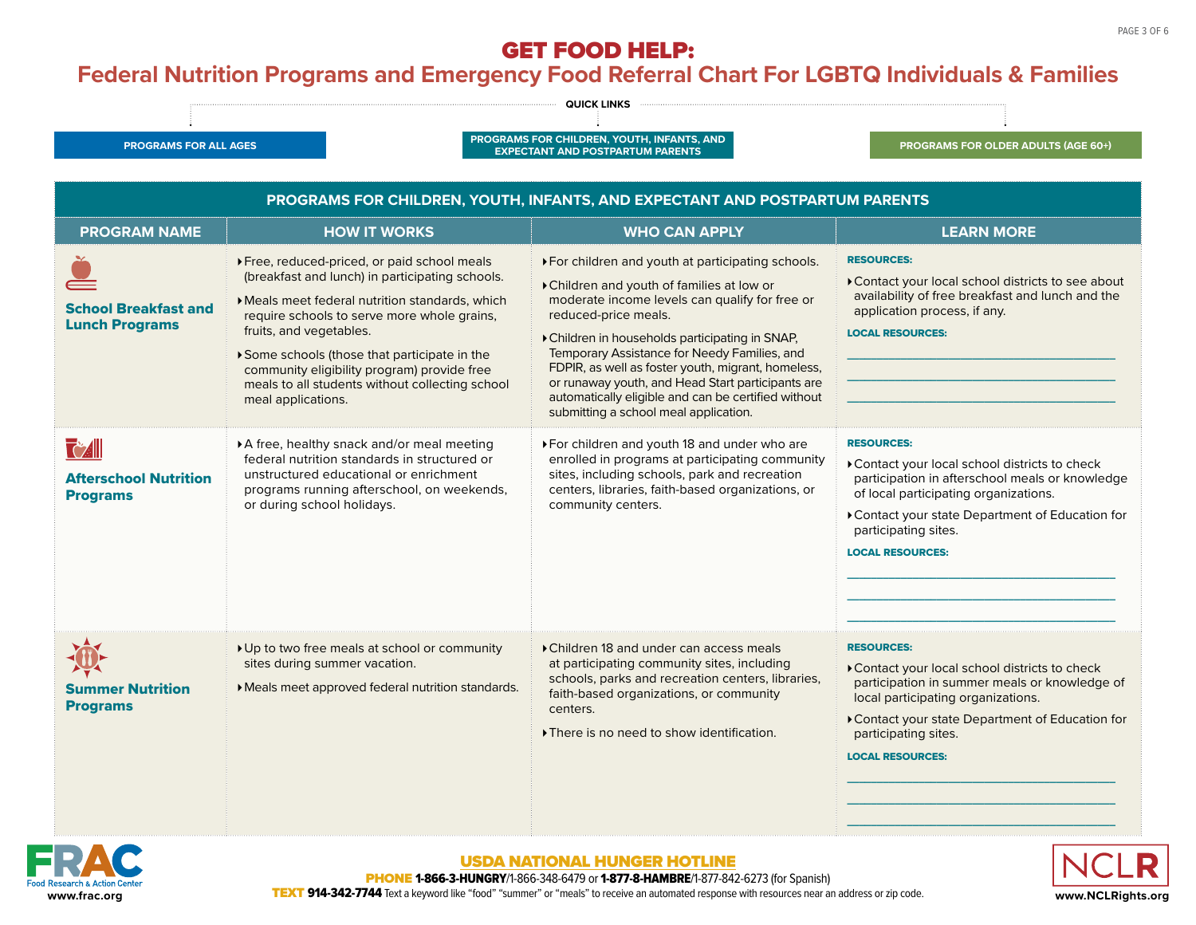# GET FOOD HELP:
## Federal Nutrition Programs and Emergency Food Referral Chart For LGBTQ Individuals & Families

QUICK LINKS

PROGRAMS FOR ALL AGES | PROGRAMS FOR CHILDREN, YOUTH, INFANTS, AND EXPECTANT AND POSTPARTUM PARENTS | PROGRAMS FOR OLDER ADULTS (AGE 60+)

### PROGRAMS FOR CHILDREN, YOUTH, INFANTS, AND EXPECTANT AND POSTPARTUM PARENTS

| PROGRAM NAME | HOW IT WORKS | WHO CAN APPLY | LEARN MORE |
|---|---|---|---|
| **School Breakfast and Lunch Programs** | ‣ Free, reduced-priced, or paid school meals (breakfast and lunch) in participating schools.<br>‣ Meals meet federal nutrition standards, which require schools to serve more whole grains, fruits, and vegetables.<br>‣ Some schools (those that participate in the community eligibility program) provide free meals to all students without collecting school meal applications. | ‣ For children and youth at participating schools.<br>‣ Children and youth of families at low or moderate income levels can qualify for free or reduced-price meals.<br>‣ Children in households participating in SNAP, Temporary Assistance for Needy Families, and FDPIR, as well as foster youth, migrant, homeless, or runaway youth, and Head Start participants are automatically eligible and can be certified without submitting a school meal application. | **RESOURCES:**<br>‣ Contact your local school districts to see about availability of free breakfast and lunch and the application process, if any.<br>**LOCAL RESOURCES:**<br>\_\_\_\_\_\_\_\_\_\_<br>\_\_\_\_\_\_\_\_\_\_<br>\_\_\_\_\_\_\_\_\_\_ |
| **Afterschool Nutrition Programs** | ‣ A free, healthy snack and/or meal meeting federal nutrition standards in structured or unstructured educational or enrichment programs running afterschool, on weekends, or during school holidays. | ‣ For children and youth 18 and under who are enrolled in programs at participating community sites, including schools, park and recreation centers, libraries, faith-based organizations, or community centers. | **RESOURCES:**<br>‣ Contact your local school districts to check participation in afterschool meals or knowledge of local participating organizations.<br>‣ Contact your state Department of Education for participating sites.<br>**LOCAL RESOURCES:**<br>\_\_\_\_\_\_\_\_\_\_<br>\_\_\_\_\_\_\_\_\_\_<br>\_\_\_\_\_\_\_\_\_\_ |
| **Summer Nutrition Programs** | ‣ Up to two free meals at school or community sites during summer vacation.<br>‣ Meals meet approved federal nutrition standards. | ‣ Children 18 and under can access meals at participating community sites, including schools, parks and recreation centers, libraries, faith-based organizations, or community centers.<br>‣ There is no need to show identification. | **RESOURCES:**<br>‣ Contact your local school districts to check participation in summer meals or knowledge of local participating organizations.<br>‣ Contact your state Department of Education for participating sites.<br>**LOCAL RESOURCES:**<br>\_\_\_\_\_\_\_\_\_\_<br>\_\_\_\_\_\_\_\_\_\_<br>\_\_\_\_\_\_\_\_\_\_ |

FRAC Food Research & Action Center — www.frac.org

**USDA NATIONAL HUNGER HOTLINE**

**PHONE 1-866-3-HUNGRY**/1-866-348-6479 or **1-877-8-HAMBRE**/1-877-842-6273 (for Spanish)

**TEXT 914-342-7744** Text a keyword like "food" "summer" or "meals" to receive an automated response with resources near an address or zip code.

NCLR — www.NCLRights.org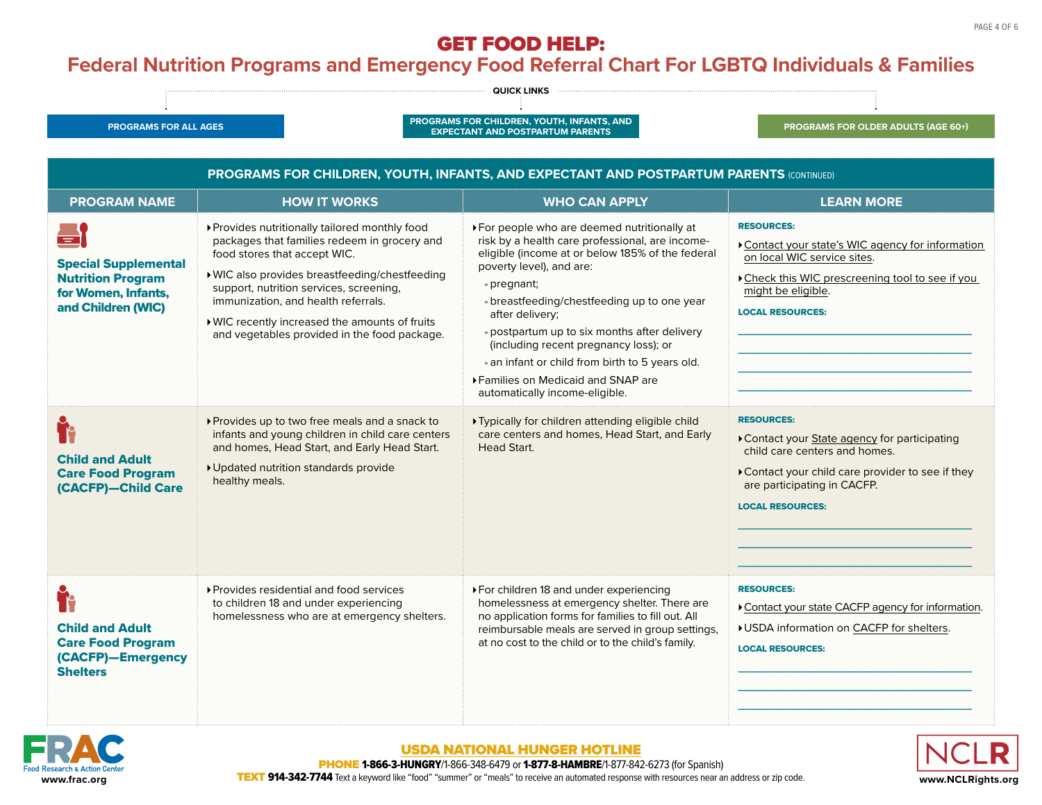# GET FOOD HELP:

## Federal Nutrition Programs and Emergency Food Referral Chart For LGBTQ Individuals & Families

QUICK LINKS

PROGRAMS FOR ALL AGES | PROGRAMS FOR CHILDREN, YOUTH, INFANTS, AND EXPECTANT AND POSTPARTUM PARENTS | PROGRAMS FOR OLDER ADULTS (AGE 60+)

### PROGRAMS FOR CHILDREN, YOUTH, INFANTS, AND EXPECTANT AND POSTPARTUM PARENTS (CONTINUED)

| PROGRAM NAME | HOW IT WORKS | WHO CAN APPLY | LEARN MORE |
|---|---|---|---|
| **Special Supplemental Nutrition Program for Women, Infants, and Children (WIC)** | ‣ Provides nutritionally tailored monthly food packages that families redeem in grocery and food stores that accept WIC.<br>‣ WIC also provides breastfeeding/chestfeeding support, nutrition services, screening, immunization, and health referrals.<br>‣ WIC recently increased the amounts of fruits and vegetables provided in the food package. | ‣ For people who are deemed nutritionally at risk by a health care professional, are income-eligible (income at or below 185% of the federal poverty level), and are:<br>» pregnant;<br>» breastfeeding/chestfeeding up to one year after delivery;<br>» postpartum up to six months after delivery (including recent pregnancy loss); or<br>» an infant or child from birth to 5 years old.<br>‣ Families on Medicaid and SNAP are automatically income-eligible. | **RESOURCES:**<br>‣ Contact your state's WIC agency for information on local WIC service sites.<br>‣ Check this WIC prescreening tool to see if you might be eligible.<br>**LOCAL RESOURCES:**<br>\_\_\_\_\_\_\_\_\_\_<br>\_\_\_\_\_\_\_\_\_\_<br>\_\_\_\_\_\_\_\_\_\_<br>\_\_\_\_\_\_\_\_\_\_ |
| **Child and Adult Care Food Program (CACFP)—Child Care** | ‣ Provides up to two free meals and a snack to infants and young children in child care centers and homes, Head Start, and Early Head Start.<br>‣ Updated nutrition standards provide healthy meals. | ‣ Typically for children attending eligible child care centers and homes, Head Start, and Early Head Start. | **RESOURCES:**<br>‣ Contact your State agency for participating child care centers and homes.<br>‣ Contact your child care provider to see if they are participating in CACFP.<br>**LOCAL RESOURCES:**<br>\_\_\_\_\_\_\_\_\_\_<br>\_\_\_\_\_\_\_\_\_\_<br>\_\_\_\_\_\_\_\_\_\_ |
| **Child and Adult Care Food Program (CACFP)—Emergency Shelters** | ‣ Provides residential and food services to children 18 and under experiencing homelessness who are at emergency shelters. | ‣ For children 18 and under experiencing homelessness at emergency shelter. There are no application forms for families to fill out. All reimbursable meals are served in group settings, at no cost to the child or to the child's family. | **RESOURCES:**<br>‣ Contact your state CACFP agency for information.<br>‣ USDA information on CACFP for shelters.<br>**LOCAL RESOURCES:**<br>\_\_\_\_\_\_\_\_\_\_<br>\_\_\_\_\_\_\_\_\_\_<br>\_\_\_\_\_\_\_\_\_\_ |

FRAC Food Research & Action Center www.frac.org

**USDA NATIONAL HUNGER HOTLINE**

**PHONE** **1-866-3-HUNGRY**/1-866-348-6479 or **1-877-8-HAMBRE**/1-877-842-6273 (for Spanish)

**TEXT** **914-342-7744** Text a keyword like "food" "summer" or "meals" to receive an automated response with resources near an address or zip code.

NCLR www.NCLRights.org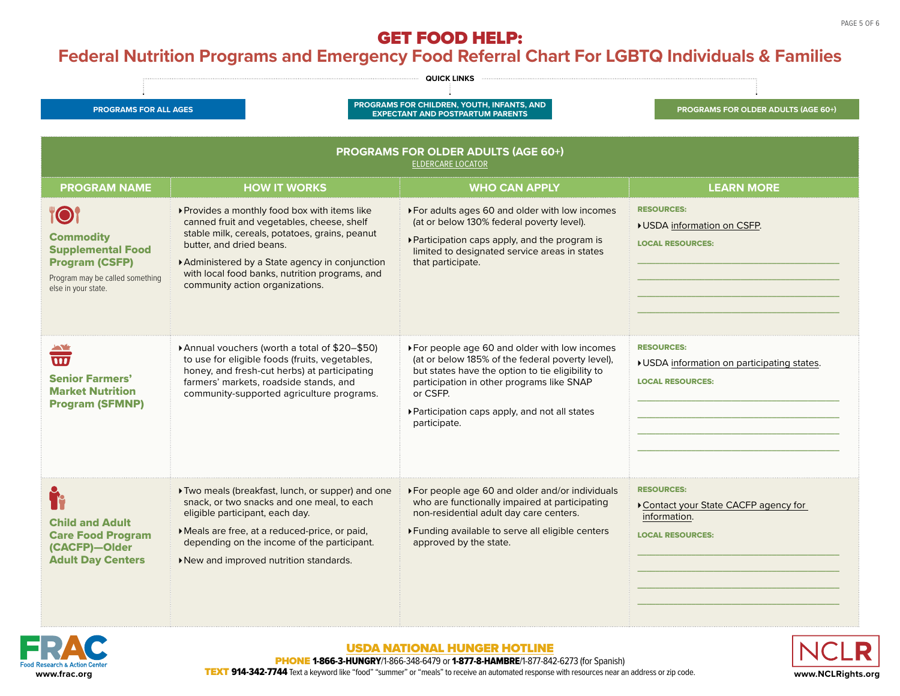# GET FOOD HELP:
## Federal Nutrition Programs and Emergency Food Referral Chart For LGBTQ Individuals & Families

QUICK LINKS

PROGRAMS FOR ALL AGES | PROGRAMS FOR CHILDREN, YOUTH, INFANTS, AND EXPECTANT AND POSTPARTUM PARENTS | PROGRAMS FOR OLDER ADULTS (AGE 60+)

### PROGRAMS FOR OLDER ADULTS (AGE 60+)

ELDERCARE LOCATOR

| PROGRAM NAME | HOW IT WORKS | WHO CAN APPLY | LEARN MORE |
| --- | --- | --- | --- |
| **Commodity Supplemental Food Program (CSFP)**<br>Program may be called something else in your state. | ‣ Provides a monthly food box with items like canned fruit and vegetables, cheese, shelf stable milk, cereals, potatoes, grains, peanut butter, and dried beans.<br>‣ Administered by a State agency in conjunction with local food banks, nutrition programs, and community action organizations. | ‣ For adults ages 60 and older with low incomes (at or below 130% federal poverty level).<br>‣ Participation caps apply, and the program is limited to designated service areas in states that participate. | **RESOURCES:**<br>‣ USDA information on CSFP.<br>**LOCAL RESOURCES:**<br>\_\_\_\_\_\_\_\_\_\_<br>\_\_\_\_\_\_\_\_\_\_<br>\_\_\_\_\_\_\_\_\_\_<br>\_\_\_\_\_\_\_\_\_\_ |
| **Senior Farmers' Market Nutrition Program (SFMNP)** | ‣ Annual vouchers (worth a total of $20–$50) to use for eligible foods (fruits, vegetables, honey, and fresh-cut herbs) at participating farmers' markets, roadside stands, and community-supported agriculture programs. | ‣ For people age 60 and older with low incomes (at or below 185% of the federal poverty level), but states have the option to tie eligibility to participation in other programs like SNAP or CSFP.<br>‣ Participation caps apply, and not all states participate. | **RESOURCES:**<br>‣ USDA information on participating states.<br>**LOCAL RESOURCES:**<br>\_\_\_\_\_\_\_\_\_\_<br>\_\_\_\_\_\_\_\_\_\_<br>\_\_\_\_\_\_\_\_\_\_<br>\_\_\_\_\_\_\_\_\_\_ |
| **Child and Adult Care Food Program (CACFP)—Older Adult Day Centers** | ‣ Two meals (breakfast, lunch, or supper) and one snack, or two snacks and one meal, to each eligible participant, each day.<br>‣ Meals are free, at a reduced-price, or paid, depending on the income of the participant.<br>‣ New and improved nutrition standards. | ‣ For people age 60 and older and/or individuals who are functionally impaired at participating non-residential adult day care centers.<br>‣ Funding available to serve all eligible centers approved by the state. | **RESOURCES:**<br>‣ Contact your State CACFP agency for information.<br>**LOCAL RESOURCES:**<br>\_\_\_\_\_\_\_\_\_\_<br>\_\_\_\_\_\_\_\_\_\_<br>\_\_\_\_\_\_\_\_\_\_<br>\_\_\_\_\_\_\_\_\_\_ |

FRAC Food Research & Action Center
www.frac.org

**USDA NATIONAL HUNGER HOTLINE**

**PHONE 1-866-3-HUNGRY**/1-866-348-6479 or **1-877-8-HAMBRE**/1-877-842-6273 (for Spanish)

**TEXT 914-342-7744** Text a keyword like "food" "summer" or "meals" to receive an automated response with resources near an address or zip code.

NCLR
www.NCLRights.org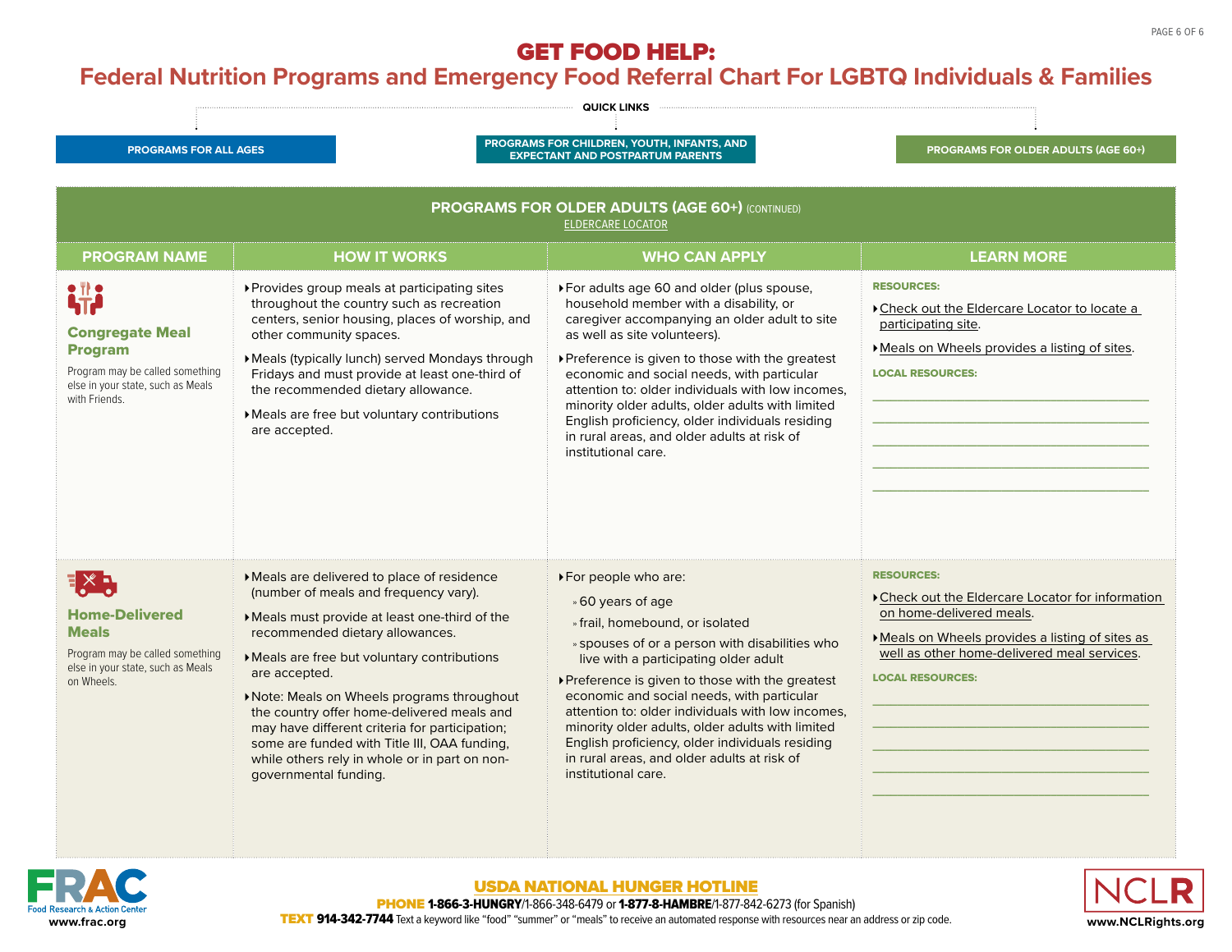# GET FOOD HELP:

## Federal Nutrition Programs and Emergency Food Referral Chart For LGBTQ Individuals & Families

QUICK LINKS

PROGRAMS FOR ALL AGES | PROGRAMS FOR CHILDREN, YOUTH, INFANTS, AND EXPECTANT AND POSTPARTUM PARENTS | PROGRAMS FOR OLDER ADULTS (AGE 60+)

### PROGRAMS FOR OLDER ADULTS (AGE 60+) (CONTINUED)

ELDERCARE LOCATOR

| PROGRAM NAME | HOW IT WORKS | WHO CAN APPLY | LEARN MORE |
|---|---|---|---|
| **Congregate Meal Program**<br>Program may be called something else in your state, such as Meals with Friends. | ‣ Provides group meals at participating sites throughout the country such as recreation centers, senior housing, places of worship, and other community spaces.<br>‣ Meals (typically lunch) served Mondays through Fridays and must provide at least one-third of the recommended dietary allowance.<br>‣ Meals are free but voluntary contributions are accepted. | ‣ For adults age 60 and older (plus spouse, household member with a disability, or caregiver accompanying an older adult to site as well as site volunteers).<br>‣ Preference is given to those with the greatest economic and social needs, with particular attention to: older individuals with low incomes, minority older adults, older adults with limited English proficiency, older individuals residing in rural areas, and older adults at risk of institutional care. | **RESOURCES:**<br>‣ Check out the Eldercare Locator to locate a participating site.<br>‣ Meals on Wheels provides a listing of sites.<br>**LOCAL RESOURCES:**<br>\_\_\_\_\_\_\_\_\_\_\_\_\_\_\_\_\_\_\_\_<br>\_\_\_\_\_\_\_\_\_\_\_\_\_\_\_\_\_\_\_\_<br>\_\_\_\_\_\_\_\_\_\_\_\_\_\_\_\_\_\_\_\_<br>\_\_\_\_\_\_\_\_\_\_\_\_\_\_\_\_\_\_\_\_<br>\_\_\_\_\_\_\_\_\_\_\_\_\_\_\_\_\_\_\_\_ |
| **Home-Delivered Meals**<br>Program may be called something else in your state, such as Meals on Wheels. | ‣ Meals are delivered to place of residence (number of meals and frequency vary).<br>‣ Meals must provide at least one-third of the recommended dietary allowances.<br>‣ Meals are free but voluntary contributions are accepted.<br>‣ Note: Meals on Wheels programs throughout the country offer home-delivered meals and may have different criteria for participation; some are funded with Title III, OAA funding, while others rely in whole or in part on non-governmental funding. | ‣ For people who are:<br>» 60 years of age<br>» frail, homebound, or isolated<br>» spouses of or a person with disabilities who live with a participating older adult<br>‣ Preference is given to those with the greatest economic and social needs, with particular attention to: older individuals with low incomes, minority older adults, older adults with limited English proficiency, older individuals residing in rural areas, and older adults at risk of institutional care. | **RESOURCES:**<br>‣ Check out the Eldercare Locator for information on home-delivered meals.<br>‣ Meals on Wheels provides a listing of sites as well as other home-delivered meal services.<br>**LOCAL RESOURCES:**<br>\_\_\_\_\_\_\_\_\_\_\_\_\_\_\_\_\_\_\_\_<br>\_\_\_\_\_\_\_\_\_\_\_\_\_\_\_\_\_\_\_\_<br>\_\_\_\_\_\_\_\_\_\_\_\_\_\_\_\_\_\_\_\_<br>\_\_\_\_\_\_\_\_\_\_\_\_\_\_\_\_\_\_\_\_<br>\_\_\_\_\_\_\_\_\_\_\_\_\_\_\_\_\_\_\_\_ |

FRAC Food Research & Action Center
www.frac.org

**USDA NATIONAL HUNGER HOTLINE**

**PHONE 1-866-3-HUNGRY**/1-866-348-6479 or **1-877-8-HAMBRE**/1-877-842-6273 (for Spanish)

**TEXT 914-342-7744** Text a keyword like “food” “summer” or “meals” to receive an automated response with resources near an address or zip code.

NCLR
www.NCLRights.org